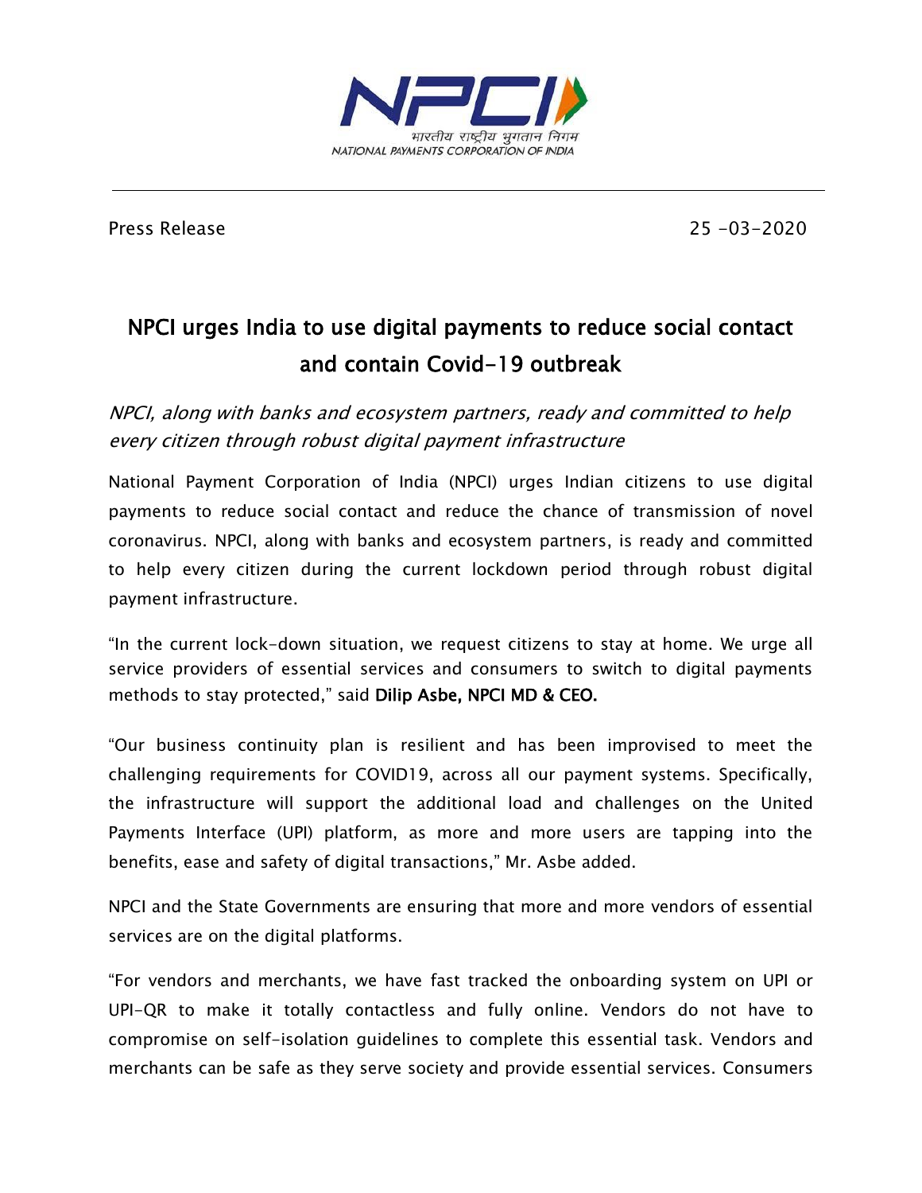Press Release 25 -03-2020

# NPCI urges India to use digital payments to reduce social contact and contain Covid-19 outbreak

*NPCI, along with banks and ecosystem partners, ready and committed to help every citizen through robust digital payment infrastructure*

National Payment Corporation of India (NPCI) urges Indian citizens to use digital payments to reduce social contact and reduce the chance of transmission of novel coronavirus. NPCI, along with banks and ecosystem partners, is ready and committed to help every citizen during the current lockdown period through robust digital payment infrastructure.

"In the current lock-down situation, we request citizens to stay at home. We urge all service providers of essential services and consumers to switch to digital payments methods to stay protected," said **Dilip Asbe, NPCI MD & CEO.**

"Our business continuity plan is resilient and has been improvised to meet the challenging requirements for COVID19, across all our payment systems. Specifically, the infrastructure will support the additional load and challenges on the United Payments Interface (UPI) platform, as more and more users are tapping into the benefits, ease and safety of digital transactions," Mr. Asbe added.

NPCI and the State Governments are ensuring that more and more vendors of essential services are on the digital platforms.

"For vendors and merchants, we have fast tracked the onboarding system on UPI or UPI-QR to make it totally contactless and fully online. Vendors do not have to compromise on self-isolation guidelines to complete this essential task. Vendors and merchants can be safe as they serve society and provide essential services. Consumers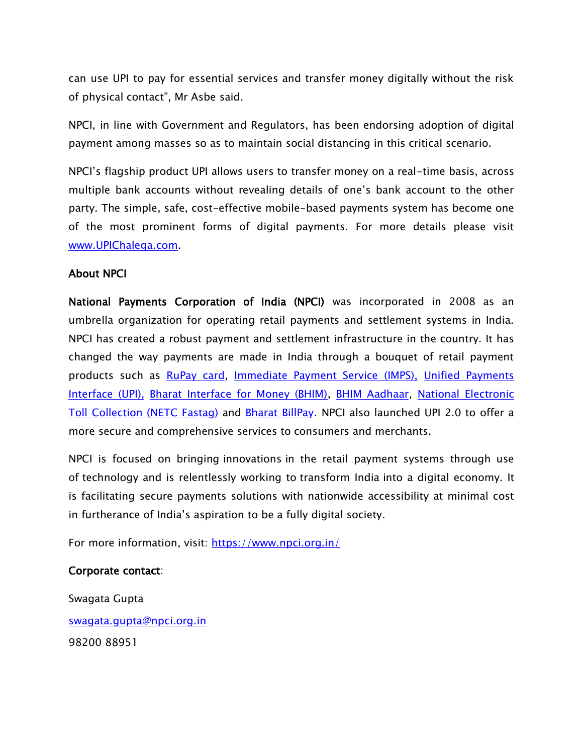can use UPI to pay for essential services and transfer money digitally without the risk of physical contact", Mr Asbe said.

NPCI, in line with Government and Regulators, has been endorsing adoption of digital payment among masses so as to maintain social distancing in this critical scenario.

NPCI's flagship product UPI allows users to transfer money on a real-time basis, across multiple bank accounts without revealing details of one's bank account to the other party. The simple, safe, cost-effective mobile-based payments system has become one of the most prominent forms of digital payments. For more details please visit [www.UPIChalega.com](www.UPIChalega.com).

**About NPCI**

**National Payments Corporation of India (NPCI)** was incorporated in 2008 as an umbrella organization for operating retail payments and settlement systems in India. NPCI has created a robust payment and settlement infrastructure in the country. It has changed the way payments are made in India through a bouquet of retail payment products such as RuPay card, Immediate Payment Service (IMPS), Unified Payments Interface (UPI), Bharat Interface for Money (BHIM), BHIM Aadhaar, National Electronic Toll Collection (NETC Fastag) and Bharat BillPay. NPCI also launched UPI 2.0 to offer a more secure and comprehensive services to consumers and merchants.

NPCI is focused on bringing innovations in the retail payment systems through use of technology and is relentlessly working to transform India into a digital economy. It is facilitating secure payments solutions with nationwide accessibility at minimal cost in furtherance of India's aspiration to be a fully digital society.

For more information, visit: https://www.npci.org.in/

**Corporate contact**:

Swagata Gupta

swagata.gupta@npci.org.in

98200 88951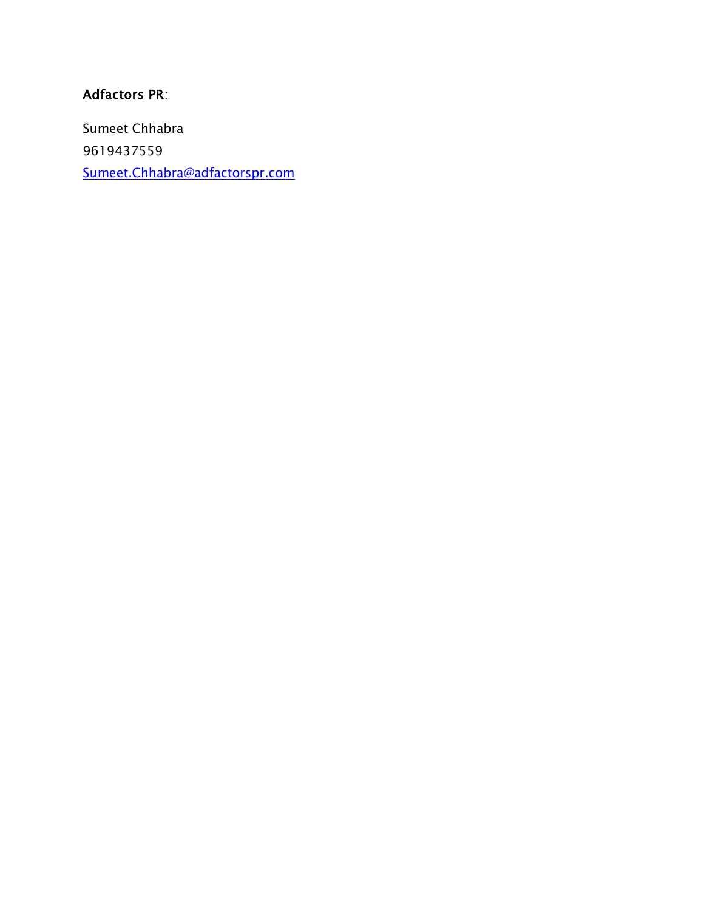**Adfactors PR**:

Sumeet Chhabra

9619437559

Sumeet.Chhabra@adfactorspr.com